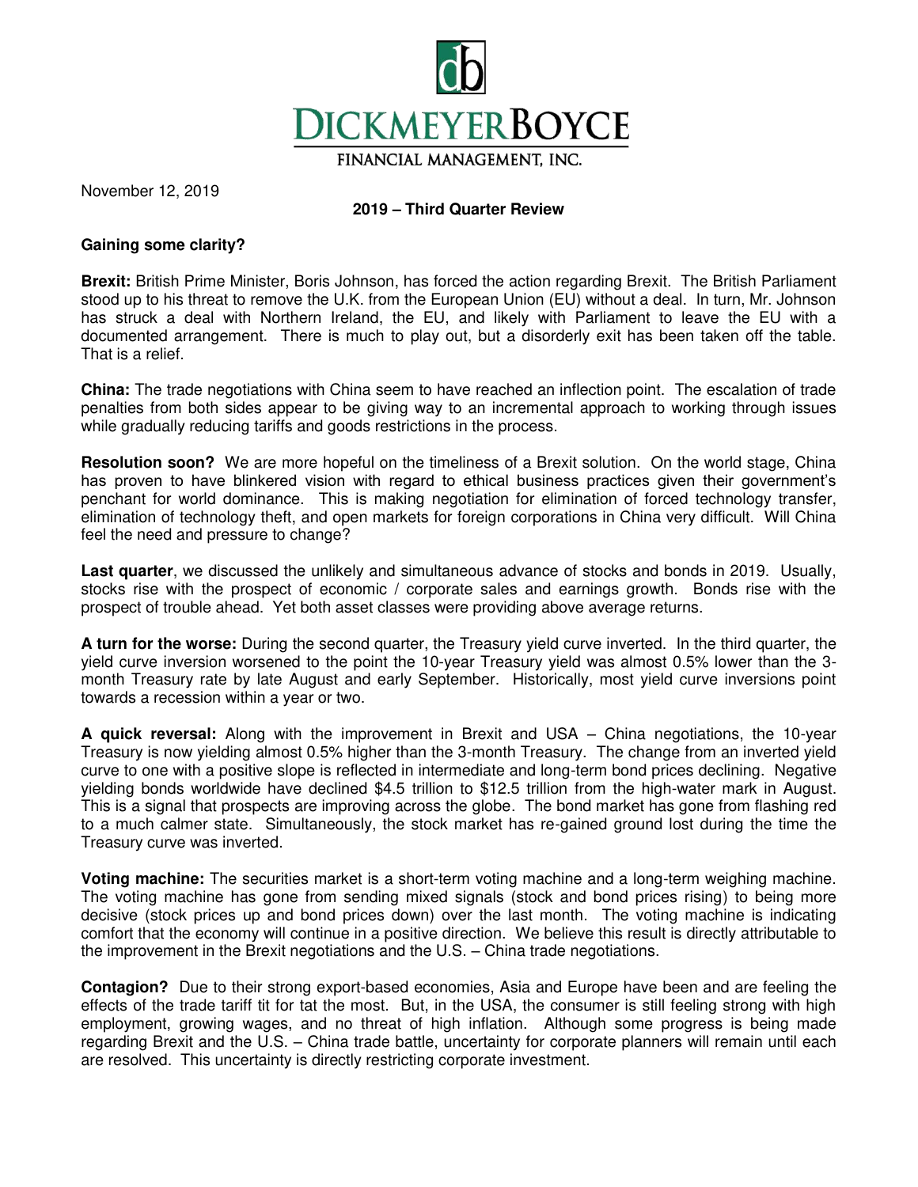DICKMEYERBOYCE

FINANCIAL MANAGEMENT, INC.

November 12, 2019

**2019 – Third Quarter Review**

**Gaining some clarity?**

**Brexit:** British Prime Minister, Boris Johnson, has forced the action regarding Brexit. The British Parliament stood up to his threat to remove the U.K. from the European Union (EU) without a deal. In turn, Mr. Johnson has struck a deal with Northern Ireland, the EU, and likely with Parliament to leave the EU with a documented arrangement. There is much to play out, but a disorderly exit has been taken off the table. That is a relief.

**China:** The trade negotiations with China seem to have reached an inflection point. The escalation of trade penalties from both sides appear to be giving way to an incremental approach to working through issues while gradually reducing tariffs and goods restrictions in the process.

**Resolution soon?** We are more hopeful on the timeliness of a Brexit solution. On the world stage, China has proven to have blinkered vision with regard to ethical business practices given their government's penchant for world dominance. This is making negotiation for elimination of forced technology transfer, elimination of technology theft, and open markets for foreign corporations in China very difficult. Will China feel the need and pressure to change?

**Last quarter**, we discussed the unlikely and simultaneous advance of stocks and bonds in 2019. Usually, stocks rise with the prospect of economic / corporate sales and earnings growth. Bonds rise with the prospect of trouble ahead. Yet both asset classes were providing above average returns.

**A turn for the worse:** During the second quarter, the Treasury yield curve inverted. In the third quarter, the yield curve inversion worsened to the point the 10-year Treasury yield was almost 0.5% lower than the 3-month Treasury rate by late August and early September. Historically, most yield curve inversions point towards a recession within a year or two.

**A quick reversal:** Along with the improvement in Brexit and USA – China negotiations, the 10-year Treasury is now yielding almost 0.5% higher than the 3-month Treasury. The change from an inverted yield curve to one with a positive slope is reflected in intermediate and long-term bond prices declining. Negative yielding bonds worldwide have declined $4.5 trillion to $12.5 trillion from the high-water mark in August. This is a signal that prospects are improving across the globe. The bond market has gone from flashing red to a much calmer state. Simultaneously, the stock market has re-gained ground lost during the time the Treasury curve was inverted.

**Voting machine:** The securities market is a short-term voting machine and a long-term weighing machine. The voting machine has gone from sending mixed signals (stock and bond prices rising) to being more decisive (stock prices up and bond prices down) over the last month. The voting machine is indicating comfort that the economy will continue in a positive direction. We believe this result is directly attributable to the improvement in the Brexit negotiations and the U.S. – China trade negotiations.

**Contagion?** Due to their strong export-based economies, Asia and Europe have been and are feeling the effects of the trade tariff tit for tat the most. But, in the USA, the consumer is still feeling strong with high employment, growing wages, and no threat of high inflation. Although some progress is being made regarding Brexit and the U.S. – China trade battle, uncertainty for corporate planners will remain until each are resolved. This uncertainty is directly restricting corporate investment.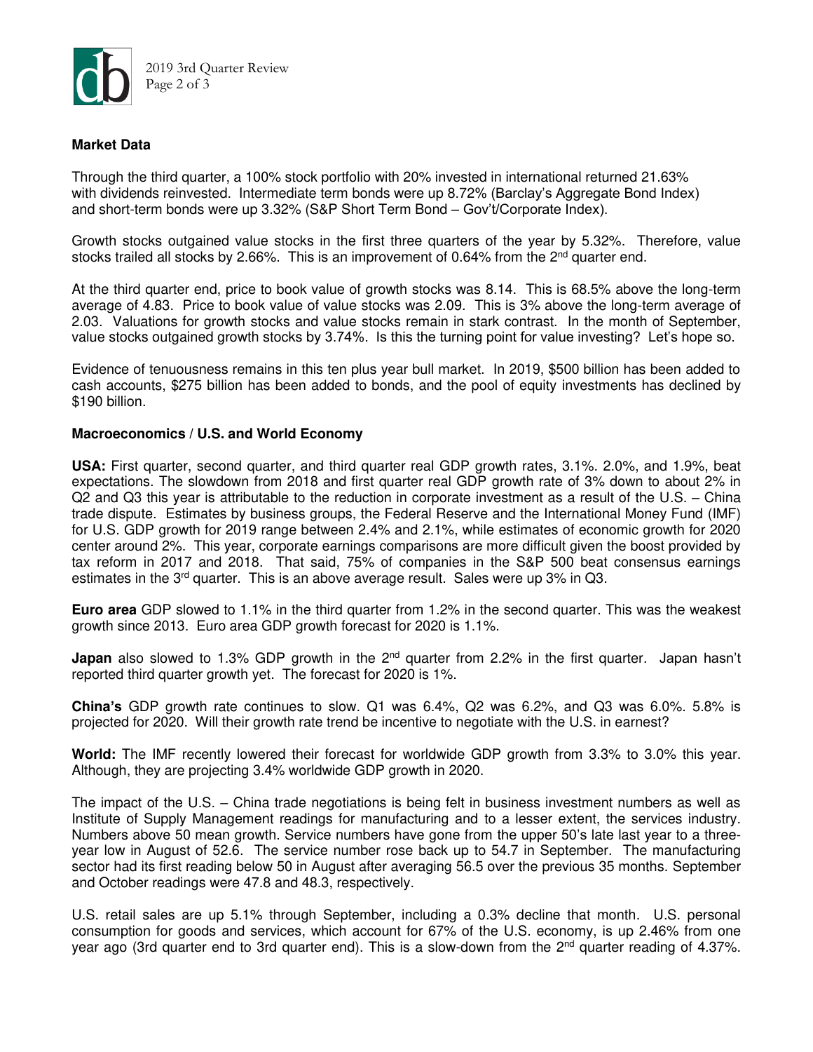**Market Data**

Through the third quarter, a 100% stock portfolio with 20% invested in international returned 21.63% with dividends reinvested. Intermediate term bonds were up 8.72% (Barclay's Aggregate Bond Index) and short-term bonds were up 3.32% (S&P Short Term Bond – Gov't/Corporate Index).

Growth stocks outgained value stocks in the first three quarters of the year by 5.32%. Therefore, value stocks trailed all stocks by 2.66%. This is an improvement of 0.64% from the 2nd quarter end.

At the third quarter end, price to book value of growth stocks was 8.14. This is 68.5% above the long-term average of 4.83. Price to book value of value stocks was 2.09. This is 3% above the long-term average of 2.03. Valuations for growth stocks and value stocks remain in stark contrast. In the month of September, value stocks outgained growth stocks by 3.74%. Is this the turning point for value investing? Let's hope so.

Evidence of tenuousness remains in this ten plus year bull market. In 2019, $500 billion has been added to cash accounts, $275 billion has been added to bonds, and the pool of equity investments has declined by $190 billion.

**Macroeconomics / U.S. and World Economy**

**USA:** First quarter, second quarter, and third quarter real GDP growth rates, 3.1%. 2.0%, and 1.9%, beat expectations. The slowdown from 2018 and first quarter real GDP growth rate of 3% down to about 2% in Q2 and Q3 this year is attributable to the reduction in corporate investment as a result of the U.S. – China trade dispute. Estimates by business groups, the Federal Reserve and the International Money Fund (IMF) for U.S. GDP growth for 2019 range between 2.4% and 2.1%, while estimates of economic growth for 2020 center around 2%. This year, corporate earnings comparisons are more difficult given the boost provided by tax reform in 2017 and 2018. That said, 75% of companies in the S&P 500 beat consensus earnings estimates in the 3rd quarter. This is an above average result. Sales were up 3% in Q3.

**Euro area** GDP slowed to 1.1% in the third quarter from 1.2% in the second quarter. This was the weakest growth since 2013. Euro area GDP growth forecast for 2020 is 1.1%.

**Japan** also slowed to 1.3% GDP growth in the 2nd quarter from 2.2% in the first quarter. Japan hasn't reported third quarter growth yet. The forecast for 2020 is 1%.

**China's** GDP growth rate continues to slow. Q1 was 6.4%, Q2 was 6.2%, and Q3 was 6.0%. 5.8% is projected for 2020. Will their growth rate trend be incentive to negotiate with the U.S. in earnest?

**World:** The IMF recently lowered their forecast for worldwide GDP growth from 3.3% to 3.0% this year. Although, they are projecting 3.4% worldwide GDP growth in 2020.

The impact of the U.S. – China trade negotiations is being felt in business investment numbers as well as Institute of Supply Management readings for manufacturing and to a lesser extent, the services industry. Numbers above 50 mean growth. Service numbers have gone from the upper 50's late last year to a three-year low in August of 52.6. The service number rose back up to 54.7 in September. The manufacturing sector had its first reading below 50 in August after averaging 56.5 over the previous 35 months. September and October readings were 47.8 and 48.3, respectively.

U.S. retail sales are up 5.1% through September, including a 0.3% decline that month. U.S. personal consumption for goods and services, which account for 67% of the U.S. economy, is up 2.46% from one year ago (3rd quarter end to 3rd quarter end). This is a slow-down from the 2nd quarter reading of 4.37%.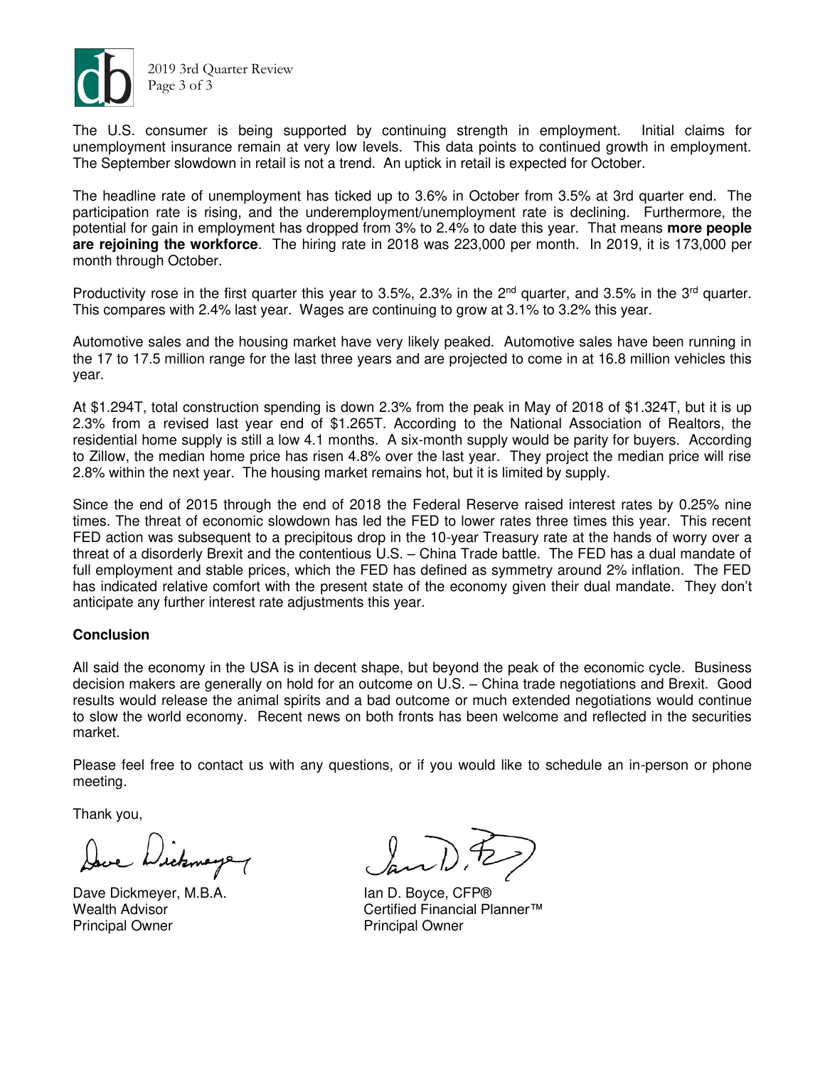The U.S. consumer is being supported by continuing strength in employment. Initial claims for unemployment insurance remain at very low levels. This data points to continued growth in employment. The September slowdown in retail is not a trend. An uptick in retail is expected for October.

The headline rate of unemployment has ticked up to 3.6% in October from 3.5% at 3rd quarter end. The participation rate is rising, and the underemployment/unemployment rate is declining. Furthermore, the potential for gain in employment has dropped from 3% to 2.4% to date this year. That means **more people are rejoining the workforce**. The hiring rate in 2018 was 223,000 per month. In 2019, it is 173,000 per month through October.

Productivity rose in the first quarter this year to 3.5%, 2.3% in the 2nd quarter, and 3.5% in the 3rd quarter. This compares with 2.4% last year. Wages are continuing to grow at 3.1% to 3.2% this year.

Automotive sales and the housing market have very likely peaked. Automotive sales have been running in the 17 to 17.5 million range for the last three years and are projected to come in at 16.8 million vehicles this year.

At $1.294T, total construction spending is down 2.3% from the peak in May of 2018 of $1.324T, but it is up 2.3% from a revised last year end of $1.265T. According to the National Association of Realtors, the residential home supply is still a low 4.1 months. A six-month supply would be parity for buyers. According to Zillow, the median home price has risen 4.8% over the last year. They project the median price will rise 2.8% within the next year. The housing market remains hot, but it is limited by supply.

Since the end of 2015 through the end of 2018 the Federal Reserve raised interest rates by 0.25% nine times. The threat of economic slowdown has led the FED to lower rates three times this year. This recent FED action was subsequent to a precipitous drop in the 10-year Treasury rate at the hands of worry over a threat of a disorderly Brexit and the contentious U.S. – China Trade battle. The FED has a dual mandate of full employment and stable prices, which the FED has defined as symmetry around 2% inflation. The FED has indicated relative comfort with the present state of the economy given their dual mandate. They don't anticipate any further interest rate adjustments this year.

**Conclusion**

All said the economy in the USA is in decent shape, but beyond the peak of the economic cycle. Business decision makers are generally on hold for an outcome on U.S. – China trade negotiations and Brexit. Good results would release the animal spirits and a bad outcome or much extended negotiations would continue to slow the world economy. Recent news on both fronts has been welcome and reflected in the securities market.

Please feel free to contact us with any questions, or if you would like to schedule an in-person or phone meeting.

Thank you,

Dave Dickmeyer, M.B.A.
Wealth Advisor
Principal Owner

Ian D. Boyce, CFP®
Certified Financial Planner™
Principal Owner